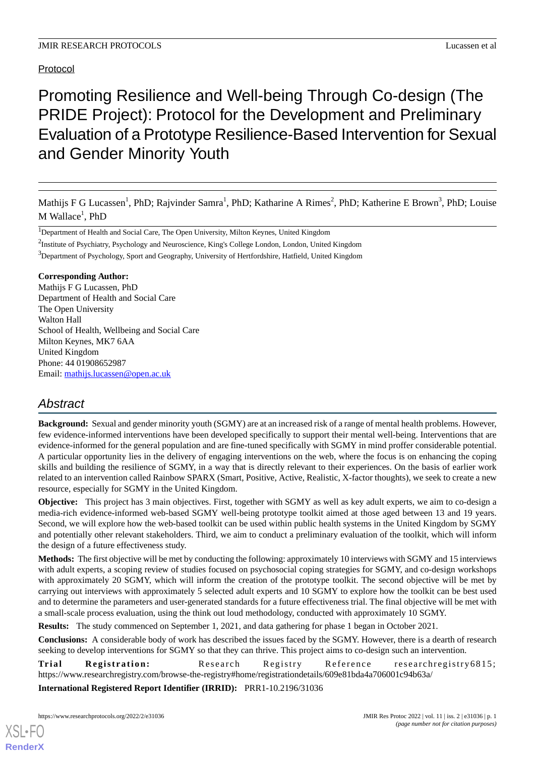Protocol

# Promoting Resilience and Well-being Through Co-design (The PRIDE Project): Protocol for the Development and Preliminary Evaluation of a Prototype Resilience-Based Intervention for Sexual and Gender Minority Youth

Mathijs F G Lucassen[1], PhD; Rajvinder Samra[1], PhD; Katharine A Rimes[2], PhD; Katherine E Brown[3], PhD; Louise M Wallace[1], PhD

[1]Department of Health and Social Care, The Open University, Milton Keynes, United Kingdom

[2]Institute of Psychiatry, Psychology and Neuroscience, King's College London, London, United Kingdom

[3]Department of Psychology, Sport and Geography, University of Hertfordshire, Hatfield, United Kingdom

**Corresponding Author:**
Mathijs F G Lucassen, PhD
Department of Health and Social Care
The Open University
Walton Hall
School of Health, Wellbeing and Social Care
Milton Keynes, MK7 6AA
United Kingdom
Phone: 44 01908652987
Email: mathijs.lucassen@open.ac.uk

## Abstract

**Background:** Sexual and gender minority youth (SGMY) are at an increased risk of a range of mental health problems. However, few evidence-informed interventions have been developed specifically to support their mental well-being. Interventions that are evidence-informed for the general population and are fine-tuned specifically with SGMY in mind proffer considerable potential. A particular opportunity lies in the delivery of engaging interventions on the web, where the focus is on enhancing the coping skills and building the resilience of SGMY, in a way that is directly relevant to their experiences. On the basis of earlier work related to an intervention called Rainbow SPARX (Smart, Positive, Active, Realistic, X-factor thoughts), we seek to create a new resource, especially for SGMY in the United Kingdom.

**Objective:** This project has 3 main objectives. First, together with SGMY as well as key adult experts, we aim to co-design a media-rich evidence-informed web-based SGMY well-being prototype toolkit aimed at those aged between 13 and 19 years. Second, we will explore how the web-based toolkit can be used within public health systems in the United Kingdom by SGMY and potentially other relevant stakeholders. Third, we aim to conduct a preliminary evaluation of the toolkit, which will inform the design of a future effectiveness study.

**Methods:** The first objective will be met by conducting the following: approximately 10 interviews with SGMY and 15 interviews with adult experts, a scoping review of studies focused on psychosocial coping strategies for SGMY, and co-design workshops with approximately 20 SGMY, which will inform the creation of the prototype toolkit. The second objective will be met by carrying out interviews with approximately 5 selected adult experts and 10 SGMY to explore how the toolkit can be best used and to determine the parameters and user-generated standards for a future effectiveness trial. The final objective will be met with a small-scale process evaluation, using the think out loud methodology, conducted with approximately 10 SGMY.

**Results:** The study commenced on September 1, 2021, and data gathering for phase 1 began in October 2021.

**Conclusions:** A considerable body of work has described the issues faced by the SGMY. However, there is a dearth of research seeking to develop interventions for SGMY so that they can thrive. This project aims to co-design such an intervention.

**Trial Registration:** Research Registry Reference researchregistry6815; https://www.researchregistry.com/browse-the-registry#home/registrationdetails/609e81bda4a706001c94b63a/

**International Registered Report Identifier (IRRID):** PRR1-10.2196/31036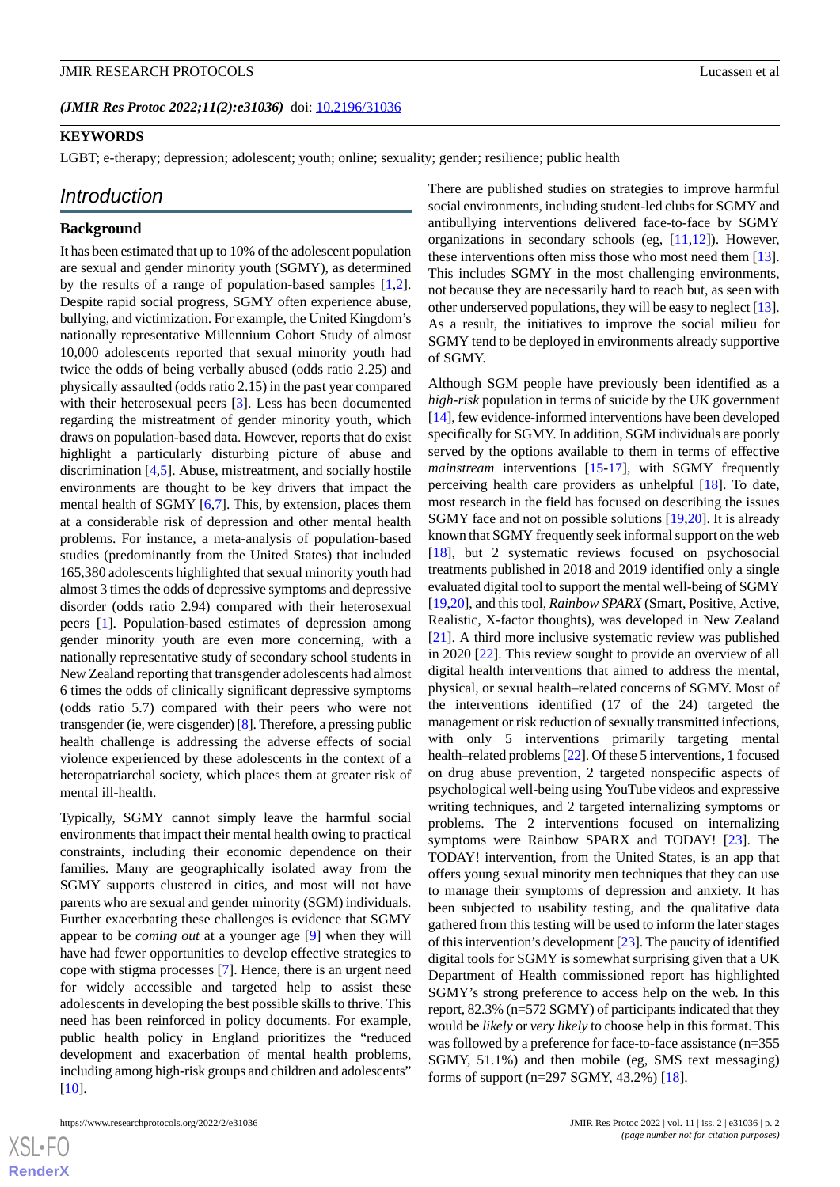(*JMIR Res Protoc 2022;11(2):e31036*) doi: 10.2196/31036

**KEYWORDS**

LGBT; e-therapy; depression; adolescent; youth; online; sexuality; gender; resilience; public health

## Introduction

### Background

It has been estimated that up to 10% of the adolescent population are sexual and gender minority youth (SGMY), as determined by the results of a range of population-based samples [1,2]. Despite rapid social progress, SGMY often experience abuse, bullying, and victimization. For example, the United Kingdom's nationally representative Millennium Cohort Study of almost 10,000 adolescents reported that sexual minority youth had twice the odds of being verbally abused (odds ratio 2.25) and physically assaulted (odds ratio 2.15) in the past year compared with their heterosexual peers [3]. Less has been documented regarding the mistreatment of gender minority youth, which draws on population-based data. However, reports that do exist highlight a particularly disturbing picture of abuse and discrimination [4,5]. Abuse, mistreatment, and socially hostile environments are thought to be key drivers that impact the mental health of SGMY [6,7]. This, by extension, places them at a considerable risk of depression and other mental health problems. For instance, a meta-analysis of population-based studies (predominantly from the United States) that included 165,380 adolescents highlighted that sexual minority youth had almost 3 times the odds of depressive symptoms and depressive disorder (odds ratio 2.94) compared with their heterosexual peers [1]. Population-based estimates of depression among gender minority youth are even more concerning, with a nationally representative study of secondary school students in New Zealand reporting that transgender adolescents had almost 6 times the odds of clinically significant depressive symptoms (odds ratio 5.7) compared with their peers who were not transgender (ie, were cisgender) [8]. Therefore, a pressing public health challenge is addressing the adverse effects of social violence experienced by these adolescents in the context of a heteropatriarchal society, which places them at greater risk of mental ill-health.

Typically, SGMY cannot simply leave the harmful social environments that impact their mental health owing to practical constraints, including their economic dependence on their families. Many are geographically isolated away from the SGMY supports clustered in cities, and most will not have parents who are sexual and gender minority (SGM) individuals. Further exacerbating these challenges is evidence that SGMY appear to be *coming out* at a younger age [9] when they will have had fewer opportunities to develop effective strategies to cope with stigma processes [7]. Hence, there is an urgent need for widely accessible and targeted help to assist these adolescents in developing the best possible skills to thrive. This need has been reinforced in policy documents. For example, public health policy in England prioritizes the "reduced development and exacerbation of mental health problems, including among high-risk groups and children and adolescents" [10].

There are published studies on strategies to improve harmful social environments, including student-led clubs for SGMY and antibullying interventions delivered face-to-face by SGMY organizations in secondary schools (eg, [11,12]). However, these interventions often miss those who most need them [13]. This includes SGMY in the most challenging environments, not because they are necessarily hard to reach but, as seen with other underserved populations, they will be easy to neglect [13]. As a result, the initiatives to improve the social milieu for SGMY tend to be deployed in environments already supportive of SGMY.

Although SGM people have previously been identified as a *high-risk* population in terms of suicide by the UK government [14], few evidence-informed interventions have been developed specifically for SGMY. In addition, SGM individuals are poorly served by the options available to them in terms of effective *mainstream* interventions [15-17], with SGMY frequently perceiving health care providers as unhelpful [18]. To date, most research in the field has focused on describing the issues SGMY face and not on possible solutions [19,20]. It is already known that SGMY frequently seek informal support on the web [18], but 2 systematic reviews focused on psychosocial treatments published in 2018 and 2019 identified only a single evaluated digital tool to support the mental well-being of SGMY [19,20], and this tool, *Rainbow SPARX* (Smart, Positive, Active, Realistic, X-factor thoughts), was developed in New Zealand [21]. A third more inclusive systematic review was published in 2020 [22]. This review sought to provide an overview of all digital health interventions that aimed to address the mental, physical, or sexual health–related concerns of SGMY. Most of the interventions identified (17 of the 24) targeted the management or risk reduction of sexually transmitted infections, with only 5 interventions primarily targeting mental health–related problems [22]. Of these 5 interventions, 1 focused on drug abuse prevention, 2 targeted nonspecific aspects of psychological well-being using YouTube videos and expressive writing techniques, and 2 targeted internalizing symptoms or problems. The 2 interventions focused on internalizing symptoms were Rainbow SPARX and TODAY! [23]. The TODAY! intervention, from the United States, is an app that offers young sexual minority men techniques that they can use to manage their symptoms of depression and anxiety. It has been subjected to usability testing, and the qualitative data gathered from this testing will be used to inform the later stages of this intervention's development [23]. The paucity of identified digital tools for SGMY is somewhat surprising given that a UK Department of Health commissioned report has highlighted SGMY's strong preference to access help on the web. In this report, 82.3% (n=572 SGMY) of participants indicated that they would be *likely* or *very likely* to choose help in this format. This was followed by a preference for face-to-face assistance (n=355 SGMY, 51.1%) and then mobile (eg, SMS text messaging) forms of support (n=297 SGMY, 43.2%) [18].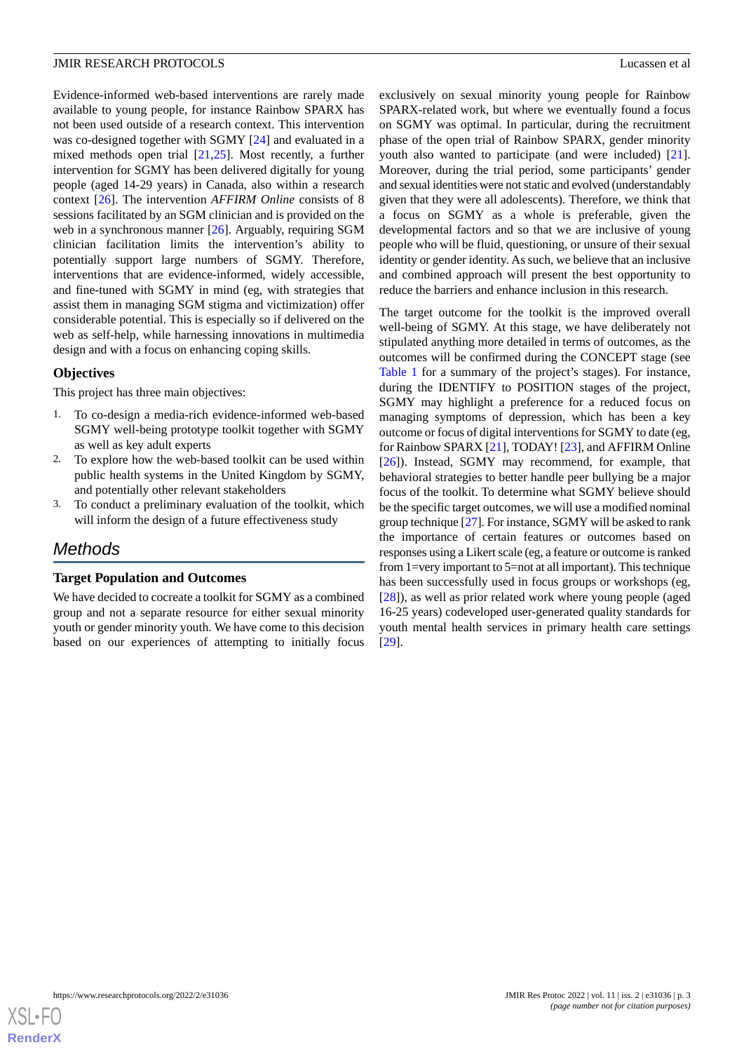Evidence-informed web-based interventions are rarely made available to young people, for instance Rainbow SPARX has not been used outside of a research context. This intervention was co-designed together with SGMY [24] and evaluated in a mixed methods open trial [21,25]. Most recently, a further intervention for SGMY has been delivered digitally for young people (aged 14-29 years) in Canada, also within a research context [26]. The intervention *AFFIRM Online* consists of 8 sessions facilitated by an SGM clinician and is provided on the web in a synchronous manner [26]. Arguably, requiring SGM clinician facilitation limits the intervention's ability to potentially support large numbers of SGMY. Therefore, interventions that are evidence-informed, widely accessible, and fine-tuned with SGMY in mind (eg, with strategies that assist them in managing SGM stigma and victimization) offer considerable potential. This is especially so if delivered on the web as self-help, while harnessing innovations in multimedia design and with a focus on enhancing coping skills.

### Objectives

This project has three main objectives:

1. To co-design a media-rich evidence-informed web-based SGMY well-being prototype toolkit together with SGMY as well as key adult experts
2. To explore how the web-based toolkit can be used within public health systems in the United Kingdom by SGMY, and potentially other relevant stakeholders
3. To conduct a preliminary evaluation of the toolkit, which will inform the design of a future effectiveness study

## Methods

### Target Population and Outcomes

We have decided to cocreate a toolkit for SGMY as a combined group and not a separate resource for either sexual minority youth or gender minority youth. We have come to this decision based on our experiences of attempting to initially focus exclusively on sexual minority young people for Rainbow SPARX-related work, but where we eventually found a focus on SGMY was optimal. In particular, during the recruitment phase of the open trial of Rainbow SPARX, gender minority youth also wanted to participate (and were included) [21]. Moreover, during the trial period, some participants' gender and sexual identities were not static and evolved (understandably given that they were all adolescents). Therefore, we think that a focus on SGMY as a whole is preferable, given the developmental factors and so that we are inclusive of young people who will be fluid, questioning, or unsure of their sexual identity or gender identity. As such, we believe that an inclusive and combined approach will present the best opportunity to reduce the barriers and enhance inclusion in this research.

The target outcome for the toolkit is the improved overall well-being of SGMY. At this stage, we have deliberately not stipulated anything more detailed in terms of outcomes, as the outcomes will be confirmed during the CONCEPT stage (see Table 1 for a summary of the project's stages). For instance, during the IDENTIFY to POSITION stages of the project, SGMY may highlight a preference for a reduced focus on managing symptoms of depression, which has been a key outcome or focus of digital interventions for SGMY to date (eg, for Rainbow SPARX [21], TODAY! [23], and AFFIRM Online [26]). Instead, SGMY may recommend, for example, that behavioral strategies to better handle peer bullying be a major focus of the toolkit. To determine what SGMY believe should be the specific target outcomes, we will use a modified nominal group technique [27]. For instance, SGMY will be asked to rank the importance of certain features or outcomes based on responses using a Likert scale (eg, a feature or outcome is ranked from 1=very important to 5=not at all important). This technique has been successfully used in focus groups or workshops (eg, [28]), as well as prior related work where young people (aged 16-25 years) codeveloped user-generated quality standards for youth mental health services in primary health care settings [29].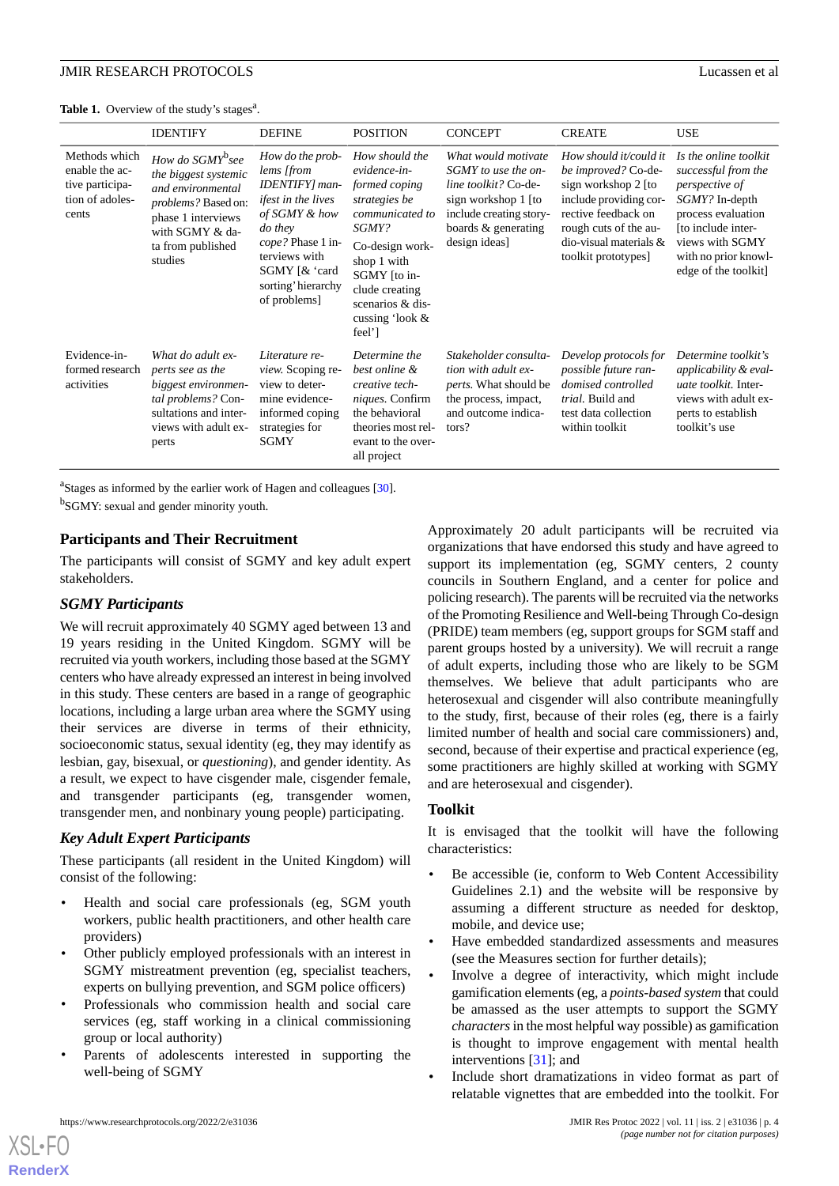**Table 1.** Overview of the study's stages[a].

| | IDENTIFY | DEFINE | POSITION | CONCEPT | CREATE | USE |
|---|---|---|---|---|---|---|
| Methods which enable the active participation of adolescents | *How do SGMY[b] see the biggest systemic and environmental problems?* Based on: phase 1 interviews with SGMY & data from published studies | *How do the problems [from IDENTIFY] manifest in the lives of SGMY & how do they cope?* Phase 1 interviews with SGMY [& 'card sorting' hierarchy of problems] | *How should the evidence-informed coping strategies be communicated to SGMY?* Co-design workshop 1 with SGMY [to include creating scenarios & discussing 'look & feel'] | *What would motivate SGMY to use the online toolkit?* Co-design workshop 1 [to include creating storyboards & generating design ideas] | *How should it/could it be improved?* Co-design workshop 2 [to include providing corrective feedback on rough cuts of the audio-visual materials & toolkit prototypes] | *Is the online toolkit successful from the perspective of SGMY?* In-depth process evaluation [to include interviews with SGMY with no prior knowledge of the toolkit] |
| Evidence-informed research activities | *What do adult experts see as the biggest environmental problems?* Consultations and interviews with adult experts | *Literature review.* Scoping review to determine evidence-informed coping strategies for SGMY | *Determine the best online & creative techniques.* Confirm the behavioral theories most relevant to the overall project | *Stakeholder consultation with adult experts.* What should be the process, impact, and outcome indicators? | *Develop protocols for possible future randomized controlled trial.* Build and test data collection within toolkit | *Determine toolkit's applicability & evaluate toolkit.* Interviews with adult experts to establish toolkit's use |

[a]Stages as informed by the earlier work of Hagen and colleagues [30].

[b]SGMY: sexual and gender minority youth.

## Participants and Their Recruitment

The participants will consist of SGMY and key adult expert stakeholders.

### *SGMY Participants*

We will recruit approximately 40 SGMY aged between 13 and 19 years residing in the United Kingdom. SGMY will be recruited via youth workers, including those based at the SGMY centers who have already expressed an interest in being involved in this study. These centers are based in a range of geographic locations, including a large urban area where the SGMY using their services are diverse in terms of their ethnicity, socioeconomic status, sexual identity (eg, they may identify as lesbian, gay, bisexual, or *questioning*), and gender identity. As a result, we expect to have cisgender male, cisgender female, and transgender participants (eg, transgender women, transgender men, and nonbinary young people) participating.

### *Key Adult Expert Participants*

These participants (all resident in the United Kingdom) will consist of the following:

- Health and social care professionals (eg, SGM youth workers, public health practitioners, and other health care providers)
- Other publicly employed professionals with an interest in SGMY mistreatment prevention (eg, specialist teachers, experts on bullying prevention, and SGM police officers)
- Professionals who commission health and social care services (eg, staff working in a clinical commissioning group or local authority)
- Parents of adolescents interested in supporting the well-being of SGMY

Approximately 20 adult participants will be recruited via organizations that have endorsed this study and have agreed to support its implementation (eg, SGMY centers, 2 county councils in Southern England, and a center for police and policing research). The parents will be recruited via the networks of the Promoting Resilience and Well-being Through Co-design (PRIDE) team members (eg, support groups for SGM staff and parent groups hosted by a university). We will recruit a range of adult experts, including those who are likely to be SGM themselves. We believe that adult participants who are heterosexual and cisgender will also contribute meaningfully to the study, first, because of their roles (eg, there is a fairly limited number of health and social care commissioners) and, second, because of their expertise and practical experience (eg, some practitioners are highly skilled at working with SGMY and are heterosexual and cisgender).

## Toolkit

It is envisaged that the toolkit will have the following characteristics:

- Be accessible (ie, conform to Web Content Accessibility Guidelines 2.1) and the website will be responsive by assuming a different structure as needed for desktop, mobile, and device use;
- Have embedded standardized assessments and measures (see the Measures section for further details);
- Involve a degree of interactivity, which might include gamification elements (eg, a *points-based system* that could be amassed as the user attempts to support the SGMY *characters* in the most helpful way possible) as gamification is thought to improve engagement with mental health interventions [31]; and
- Include short dramatizations in video format as part of relatable vignettes that are embedded into the toolkit. For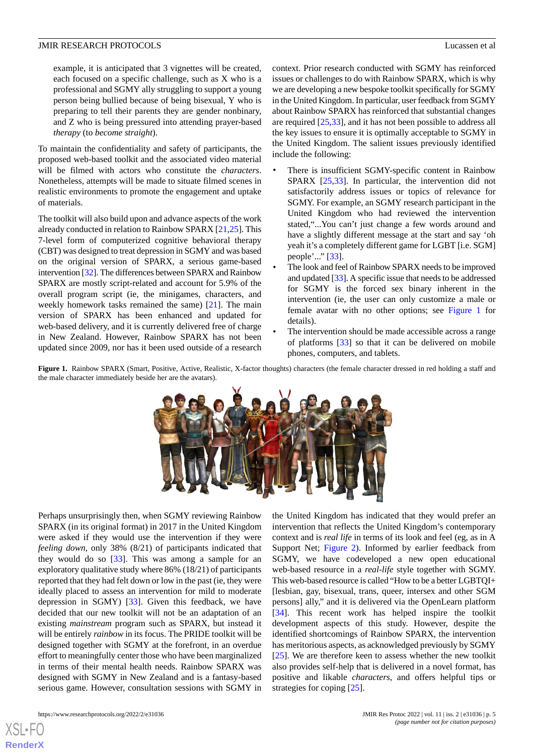example, it is anticipated that 3 vignettes will be created, each focused on a specific challenge, such as X who is a professional and SGMY ally struggling to support a young person being bullied because of being bisexual, Y who is preparing to tell their parents they are gender nonbinary, and Z who is being pressured into attending prayer-based *therapy* (to *become straight*).

To maintain the confidentiality and safety of participants, the proposed web-based toolkit and the associated video material will be filmed with actors who constitute the *characters*. Nonetheless, attempts will be made to situate filmed scenes in realistic environments to promote the engagement and uptake of materials.

The toolkit will also build upon and advance aspects of the work already conducted in relation to Rainbow SPARX [21,25]. This 7-level form of computerized cognitive behavioral therapy (CBT) was designed to treat depression in SGMY and was based on the original version of SPARX, a serious game-based intervention [32]. The differences between SPARX and Rainbow SPARX are mostly script-related and account for 5.9% of the overall program script (ie, the minigames, characters, and weekly homework tasks remained the same) [21]. The main version of SPARX has been enhanced and updated for web-based delivery, and it is currently delivered free of charge in New Zealand. However, Rainbow SPARX has not been updated since 2009, nor has it been used outside of a research context. Prior research conducted with SGMY has reinforced issues or challenges to do with Rainbow SPARX, which is why we are developing a new bespoke toolkit specifically for SGMY in the United Kingdom. In particular, user feedback from SGMY about Rainbow SPARX has reinforced that substantial changes are required [25,33], and it has not been possible to address all the key issues to ensure it is optimally acceptable to SGMY in the United Kingdom. The salient issues previously identified include the following:

- There is insufficient SGMY-specific content in Rainbow SPARX [25,33]. In particular, the intervention did not satisfactorily address issues or topics of relevance for SGMY. For example, an SGMY research participant in the United Kingdom who had reviewed the intervention stated,"...You can't just change a few words around and have a slightly different message at the start and say 'oh yeah it's a completely different game for LGBT [i.e. SGM] people'..." [33].
- The look and feel of Rainbow SPARX needs to be improved and updated [33]. A specific issue that needs to be addressed for SGMY is the forced sex binary inherent in the intervention (ie, the user can only customize a male or female avatar with no other options; see Figure 1 for details).
- The intervention should be made accessible across a range of platforms [33] so that it can be delivered on mobile phones, computers, and tablets.

**Figure 1.** Rainbow SPARX (Smart, Positive, Active, Realistic, X-factor thoughts) characters (the female character dressed in red holding a staff and the male character immediately beside her are the avatars).

Perhaps unsurprisingly then, when SGMY reviewing Rainbow SPARX (in its original format) in 2017 in the United Kingdom were asked if they would use the intervention if they were *feeling down*, only 38% (8/21) of participants indicated that they would do so [33]. This was among a sample for an exploratory qualitative study where 86% (18/21) of participants reported that they had felt down or low in the past (ie, they were ideally placed to assess an intervention for mild to moderate depression in SGMY) [33]. Given this feedback, we have decided that our new toolkit will not be an adaptation of an existing *mainstream* program such as SPARX, but instead it will be entirely *rainbow* in its focus. The PRIDE toolkit will be designed together with SGMY at the forefront, in an overdue effort to meaningfully center those who have been marginalized in terms of their mental health needs. Rainbow SPARX was designed with SGMY in New Zealand and is a fantasy-based serious game. However, consultation sessions with SGMY in the United Kingdom has indicated that they would prefer an intervention that reflects the United Kingdom's contemporary context and is *real life* in terms of its look and feel (eg, as in A Support Net; Figure 2). Informed by earlier feedback from SGMY, we have codeveloped a new open educational web-based resource in a *real-life* style together with SGMY. This web-based resource is called "How to be a better LGBTQI+ [lesbian, gay, bisexual, trans, queer, intersex and other SGM persons] ally," and it is delivered via the OpenLearn platform [34]. This recent work has helped inspire the toolkit development aspects of this study. However, despite the identified shortcomings of Rainbow SPARX, the intervention has meritorious aspects, as acknowledged previously by SGMY [25]. We are therefore keen to assess whether the new toolkit also provides self-help that is delivered in a novel format, has positive and likable *characters*, and offers helpful tips or strategies for coping [25].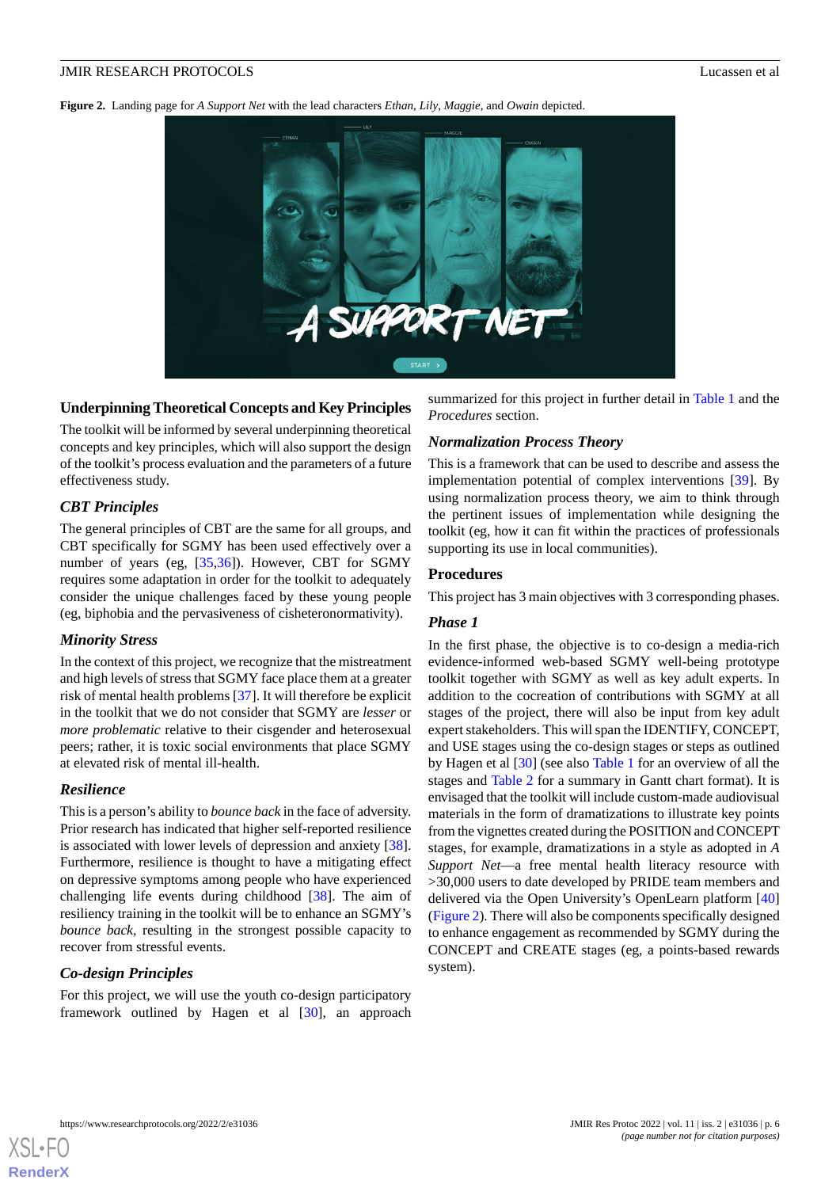**Figure 2.** Landing page for *A Support Net* with the lead characters *Ethan*, *Lily*, *Maggie*, and *Owain* depicted.

### Underpinning Theoretical Concepts and Key Principles

The toolkit will be informed by several underpinning theoretical concepts and key principles, which will also support the design of the toolkit's process evaluation and the parameters of a future effectiveness study.

#### *CBT Principles*

The general principles of CBT are the same for all groups, and CBT specifically for SGMY has been used effectively over a number of years (eg, [35,36]). However, CBT for SGMY requires some adaptation in order for the toolkit to adequately consider the unique challenges faced by these young people (eg, biphobia and the pervasiveness of cisheteronormativity).

#### *Minority Stress*

In the context of this project, we recognize that the mistreatment and high levels of stress that SGMY face place them at a greater risk of mental health problems [37]. It will therefore be explicit in the toolkit that we do not consider that SGMY are *lesser* or *more problematic* relative to their cisgender and heterosexual peers; rather, it is toxic social environments that place SGMY at elevated risk of mental ill-health.

#### *Resilience*

This is a person's ability to *bounce back* in the face of adversity. Prior research has indicated that higher self-reported resilience is associated with lower levels of depression and anxiety [38]. Furthermore, resilience is thought to have a mitigating effect on depressive symptoms among people who have experienced challenging life events during childhood [38]. The aim of resiliency training in the toolkit will be to enhance an SGMY's *bounce back*, resulting in the strongest possible capacity to recover from stressful events.

#### *Co-design Principles*

For this project, we will use the youth co-design participatory framework outlined by Hagen et al [30], an approach summarized for this project in further detail in Table 1 and the *Procedures* section.

#### *Normalization Process Theory*

This is a framework that can be used to describe and assess the implementation potential of complex interventions [39]. By using normalization process theory, we aim to think through the pertinent issues of implementation while designing the toolkit (eg, how it can fit within the practices of professionals supporting its use in local communities).

### Procedures

This project has 3 main objectives with 3 corresponding phases.

#### *Phase 1*

In the first phase, the objective is to co-design a media-rich evidence-informed web-based SGMY well-being prototype toolkit together with SGMY as well as key adult experts. In addition to the cocreation of contributions with SGMY at all stages of the project, there will also be input from key adult expert stakeholders. This will span the IDENTIFY, CONCEPT, and USE stages using the co-design stages or steps as outlined by Hagen et al [30] (see also Table 1 for an overview of all the stages and Table 2 for a summary in Gantt chart format). It is envisaged that the toolkit will include custom-made audiovisual materials in the form of dramatizations to illustrate key points from the vignettes created during the POSITION and CONCEPT stages, for example, dramatizations in a style as adopted in *A Support Net*—a free mental health literacy resource with >30,000 users to date developed by PRIDE team members and delivered via the Open University's OpenLearn platform [40] (Figure 2). There will also be components specifically designed to enhance engagement as recommended by SGMY during the CONCEPT and CREATE stages (eg, a points-based rewards system).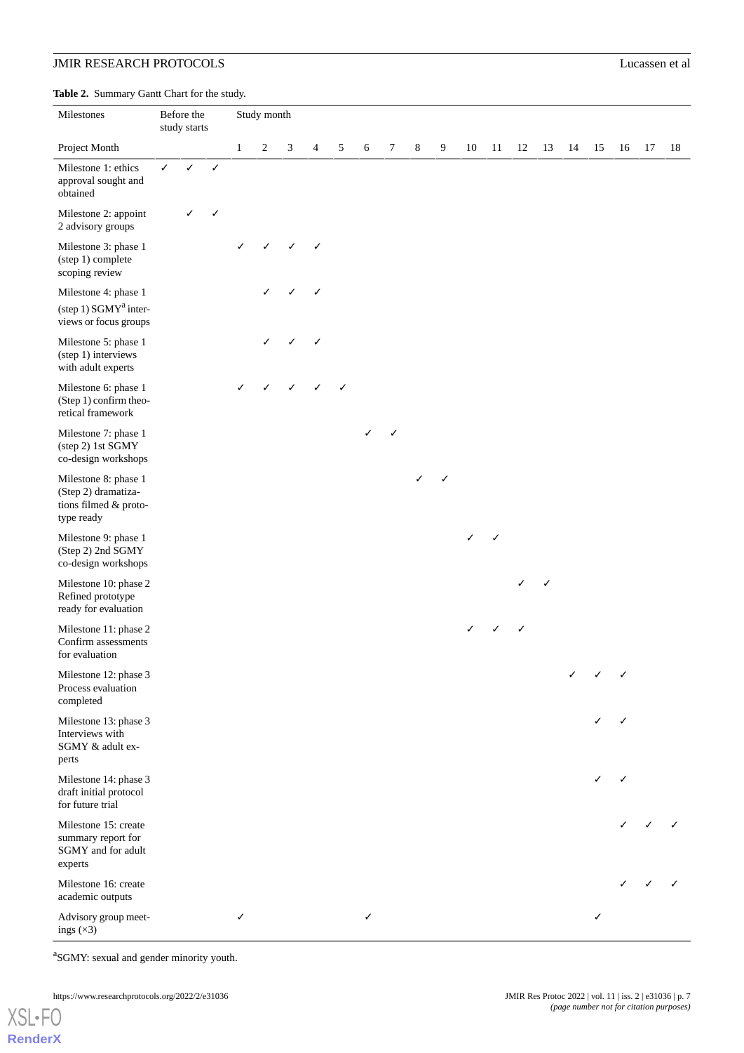**Table 2.** Summary Gantt Chart for the study.

| Milestones | Before the study starts | | | Study month | | | | | | | | | | | | | | | | | |
|---|---|---|---|---|---|---|---|---|---|---|---|---|---|---|---|---|---|---|---|---|---|
| Project Month | | | | 1 | 2 | 3 | 4 | 5 | 6 | 7 | 8 | 9 | 10 | 11 | 12 | 13 | 14 | 15 | 16 | 17 | 18 |
| Milestone 1: ethics approval sought and obtained | ✓ | ✓ | ✓ | | | | | | | | | | | | | | | | | | |
| Milestone 2: appoint 2 advisory groups | | ✓ | ✓ | | | | | | | | | | | | | | | | | | |
| Milestone 3: phase 1 (step 1) complete scoping review | | | | ✓ | ✓ | ✓ | ✓ | | | | | | | | | | | | | | |
| Milestone 4: phase 1 (step 1) SGMY[a] interviews or focus groups | | | | | ✓ | ✓ | ✓ | | | | | | | | | | | | | | |
| Milestone 5: phase 1 (step 1) interviews with adult experts | | | | | ✓ | ✓ | ✓ | | | | | | | | | | | | | | |
| Milestone 6: phase 1 (Step 1) confirm theoretical framework | | | | ✓ | ✓ | ✓ | ✓ | ✓ | | | | | | | | | | | | | |
| Milestone 7: phase 1 (step 2) 1st SGMY co-design workshops | | | | | | | | | ✓ | ✓ | | | | | | | | | | | |
| Milestone 8: phase 1 (Step 2) dramatizations filmed & prototype ready | | | | | | | | | | | ✓ | ✓ | | | | | | | | | |
| Milestone 9: phase 1 (Step 2) 2nd SGMY co-design workshops | | | | | | | | | | | | | ✓ | ✓ | | | | | | | |
| Milestone 10: phase 2 Refined prototype ready for evaluation | | | | | | | | | | | | | | | ✓ | ✓ | | | | | |
| Milestone 11: phase 2 Confirm assessments for evaluation | | | | | | | | | | | | | ✓ | ✓ | ✓ | | | | | | |
| Milestone 12: phase 3 Process evaluation completed | | | | | | | | | | | | | | | | | ✓ | ✓ | ✓ | | |
| Milestone 13: phase 3 Interviews with SGMY & adult experts | | | | | | | | | | | | | | | | | | ✓ | ✓ | | |
| Milestone 14: phase 3 draft initial protocol for future trial | | | | | | | | | | | | | | | | | | ✓ | ✓ | | |
| Milestone 15: create summary report for SGMY and for adult experts | | | | | | | | | | | | | | | | | | | ✓ | ✓ | ✓ |
| Milestone 16: create academic outputs | | | | | | | | | | | | | | | | | | | ✓ | ✓ | ✓ |
| Advisory group meetings (×3) | | | | ✓ | | | | | ✓ | | | | | | | | | ✓ | | | |

[a]SGMY: sexual and gender minority youth.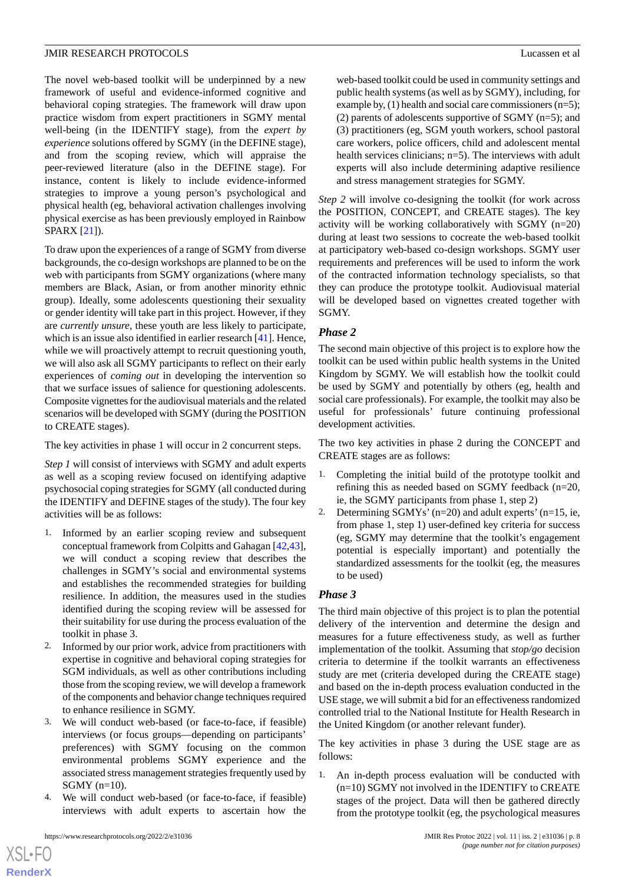The novel web-based toolkit will be underpinned by a new framework of useful and evidence-informed cognitive and behavioral coping strategies. The framework will draw upon practice wisdom from expert practitioners in SGMY mental well-being (in the IDENTIFY stage), from the *expert by experience* solutions offered by SGMY (in the DEFINE stage), and from the scoping review, which will appraise the peer-reviewed literature (also in the DEFINE stage). For instance, content is likely to include evidence-informed strategies to improve a young person's psychological and physical health (eg, behavioral activation challenges involving physical exercise as has been previously employed in Rainbow SPARX [21]).

To draw upon the experiences of a range of SGMY from diverse backgrounds, the co-design workshops are planned to be on the web with participants from SGMY organizations (where many members are Black, Asian, or from another minority ethnic group). Ideally, some adolescents questioning their sexuality or gender identity will take part in this project. However, if they are *currently unsure*, these youth are less likely to participate, which is an issue also identified in earlier research [41]. Hence, while we will proactively attempt to recruit questioning youth, we will also ask all SGMY participants to reflect on their early experiences of *coming out* in developing the intervention so that we surface issues of salience for questioning adolescents. Composite vignettes for the audiovisual materials and the related scenarios will be developed with SGMY (during the POSITION to CREATE stages).

The key activities in phase 1 will occur in 2 concurrent steps.

*Step 1* will consist of interviews with SGMY and adult experts as well as a scoping review focused on identifying adaptive psychosocial coping strategies for SGMY (all conducted during the IDENTIFY and DEFINE stages of the study). The four key activities will be as follows:

1. Informed by an earlier scoping review and subsequent conceptual framework from Colpitts and Gahagan [42,43], we will conduct a scoping review that describes the challenges in SGMY's social and environmental systems and establishes the recommended strategies for building resilience. In addition, the measures used in the studies identified during the scoping review will be assessed for their suitability for use during the process evaluation of the toolkit in phase 3.
2. Informed by our prior work, advice from practitioners with expertise in cognitive and behavioral coping strategies for SGM individuals, as well as other contributions including those from the scoping review, we will develop a framework of the components and behavior change techniques required to enhance resilience in SGMY.
3. We will conduct web-based (or face-to-face, if feasible) interviews (or focus groups—depending on participants' preferences) with SGMY focusing on the common environmental problems SGMY experience and the associated stress management strategies frequently used by SGMY (n=10).
4. We will conduct web-based (or face-to-face, if feasible) interviews with adult experts to ascertain how the web-based toolkit could be used in community settings and public health systems (as well as by SGMY), including, for example by, (1) health and social care commissioners (n=5); (2) parents of adolescents supportive of SGMY (n=5); and (3) practitioners (eg, SGM youth workers, school pastoral care workers, police officers, child and adolescent mental health services clinicians; n=5). The interviews with adult experts will also include determining adaptive resilience and stress management strategies for SGMY.

*Step 2* will involve co-designing the toolkit (for work across the POSITION, CONCEPT, and CREATE stages). The key activity will be working collaboratively with SGMY (n=20) during at least two sessions to cocreate the web-based toolkit at participatory web-based co-design workshops. SGMY user requirements and preferences will be used to inform the work of the contracted information technology specialists, so that they can produce the prototype toolkit. Audiovisual material will be developed based on vignettes created together with SGMY.

### *Phase 2*

The second main objective of this project is to explore how the toolkit can be used within public health systems in the United Kingdom by SGMY. We will establish how the toolkit could be used by SGMY and potentially by others (eg, health and social care professionals). For example, the toolkit may also be useful for professionals' future continuing professional development activities.

The two key activities in phase 2 during the CONCEPT and CREATE stages are as follows:

1. Completing the initial build of the prototype toolkit and refining this as needed based on SGMY feedback (n=20, ie, the SGMY participants from phase 1, step 2)
2. Determining SGMYs' (n=20) and adult experts' (n=15, ie, from phase 1, step 1) user-defined key criteria for success (eg, SGMY may determine that the toolkit's engagement potential is especially important) and potentially the standardized assessments for the toolkit (eg, the measures to be used)

### *Phase 3*

The third main objective of this project is to plan the potential delivery of the intervention and determine the design and measures for a future effectiveness study, as well as further implementation of the toolkit. Assuming that *stop/go* decision criteria to determine if the toolkit warrants an effectiveness study are met (criteria developed during the CREATE stage) and based on the in-depth process evaluation conducted in the USE stage, we will submit a bid for an effectiveness randomized controlled trial to the National Institute for Health Research in the United Kingdom (or another relevant funder).

The key activities in phase 3 during the USE stage are as follows:

1. An in-depth process evaluation will be conducted with (n=10) SGMY not involved in the IDENTIFY to CREATE stages of the project. Data will then be gathered directly from the prototype toolkit (eg, the psychological measures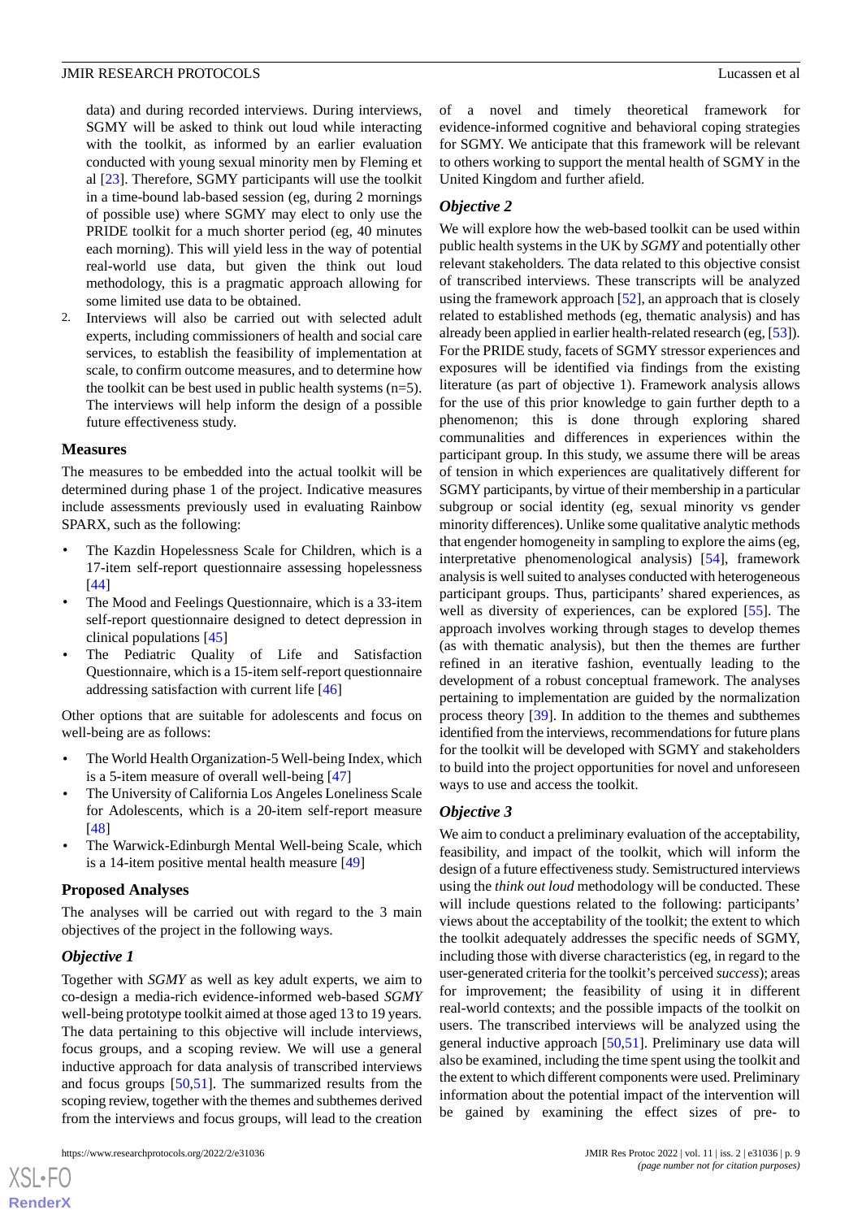data) and during recorded interviews. During interviews, SGMY will be asked to think out loud while interacting with the toolkit, as informed by an earlier evaluation conducted with young sexual minority men by Fleming et al [23]. Therefore, SGMY participants will use the toolkit in a time-bound lab-based session (eg, during 2 mornings of possible use) where SGMY may elect to only use the PRIDE toolkit for a much shorter period (eg, 40 minutes each morning). This will yield less in the way of potential real-world use data, but given the think out loud methodology, this is a pragmatic approach allowing for some limited use data to be obtained.

2. Interviews will also be carried out with selected adult experts, including commissioners of health and social care services, to establish the feasibility of implementation at scale, to confirm outcome measures, and to determine how the toolkit can be best used in public health systems (n=5). The interviews will help inform the design of a possible future effectiveness study.

### Measures

The measures to be embedded into the actual toolkit will be determined during phase 1 of the project. Indicative measures include assessments previously used in evaluating Rainbow SPARX, such as the following:

- The Kazdin Hopelessness Scale for Children, which is a 17-item self-report questionnaire assessing hopelessness [44]
- The Mood and Feelings Questionnaire, which is a 33-item self-report questionnaire designed to detect depression in clinical populations [45]
- The Pediatric Quality of Life and Satisfaction Questionnaire, which is a 15-item self-report questionnaire addressing satisfaction with current life [46]

Other options that are suitable for adolescents and focus on well-being are as follows:

- The World Health Organization-5 Well-being Index, which is a 5-item measure of overall well-being [47]
- The University of California Los Angeles Loneliness Scale for Adolescents, which is a 20-item self-report measure [48]
- The Warwick-Edinburgh Mental Well-being Scale, which is a 14-item positive mental health measure [49]

### Proposed Analyses

The analyses will be carried out with regard to the 3 main objectives of the project in the following ways.

#### *Objective 1*

Together with *SGMY* as well as key adult experts, we aim to co-design a media-rich evidence-informed web-based *SGMY* well-being prototype toolkit aimed at those aged 13 to 19 years. The data pertaining to this objective will include interviews, focus groups, and a scoping review. We will use a general inductive approach for data analysis of transcribed interviews and focus groups [50,51]. The summarized results from the scoping review, together with the themes and subthemes derived from the interviews and focus groups, will lead to the creation of a novel and timely theoretical framework for evidence-informed cognitive and behavioral coping strategies for SGMY. We anticipate that this framework will be relevant to others working to support the mental health of SGMY in the United Kingdom and further afield.

#### *Objective 2*

We will explore how the web-based toolkit can be used within public health systems in the UK by *SGMY* and potentially other relevant stakeholders*.* The data related to this objective consist of transcribed interviews. These transcripts will be analyzed using the framework approach [52], an approach that is closely related to established methods (eg, thematic analysis) and has already been applied in earlier health-related research (eg, [53]). For the PRIDE study, facets of SGMY stressor experiences and exposures will be identified via findings from the existing literature (as part of objective 1). Framework analysis allows for the use of this prior knowledge to gain further depth to a phenomenon; this is done through exploring shared communalities and differences in experiences within the participant group. In this study, we assume there will be areas of tension in which experiences are qualitatively different for SGMY participants, by virtue of their membership in a particular subgroup or social identity (eg, sexual minority vs gender minority differences). Unlike some qualitative analytic methods that engender homogeneity in sampling to explore the aims (eg, interpretative phenomenological analysis) [54], framework analysis is well suited to analyses conducted with heterogeneous participant groups. Thus, participants' shared experiences, as well as diversity of experiences, can be explored [55]. The approach involves working through stages to develop themes (as with thematic analysis), but then the themes are further refined in an iterative fashion, eventually leading to the development of a robust conceptual framework. The analyses pertaining to implementation are guided by the normalization process theory [39]. In addition to the themes and subthemes identified from the interviews, recommendations for future plans for the toolkit will be developed with SGMY and stakeholders to build into the project opportunities for novel and unforeseen ways to use and access the toolkit.

#### *Objective 3*

We aim to conduct a preliminary evaluation of the acceptability, feasibility, and impact of the toolkit, which will inform the design of a future effectiveness study. Semistructured interviews using the *think out loud* methodology will be conducted. These will include questions related to the following: participants' views about the acceptability of the toolkit; the extent to which the toolkit adequately addresses the specific needs of SGMY, including those with diverse characteristics (eg, in regard to the user-generated criteria for the toolkit's perceived *success*); areas for improvement; the feasibility of using it in different real-world contexts; and the possible impacts of the toolkit on users. The transcribed interviews will be analyzed using the general inductive approach [50,51]. Preliminary use data will also be examined, including the time spent using the toolkit and the extent to which different components were used. Preliminary information about the potential impact of the intervention will be gained by examining the effect sizes of pre- to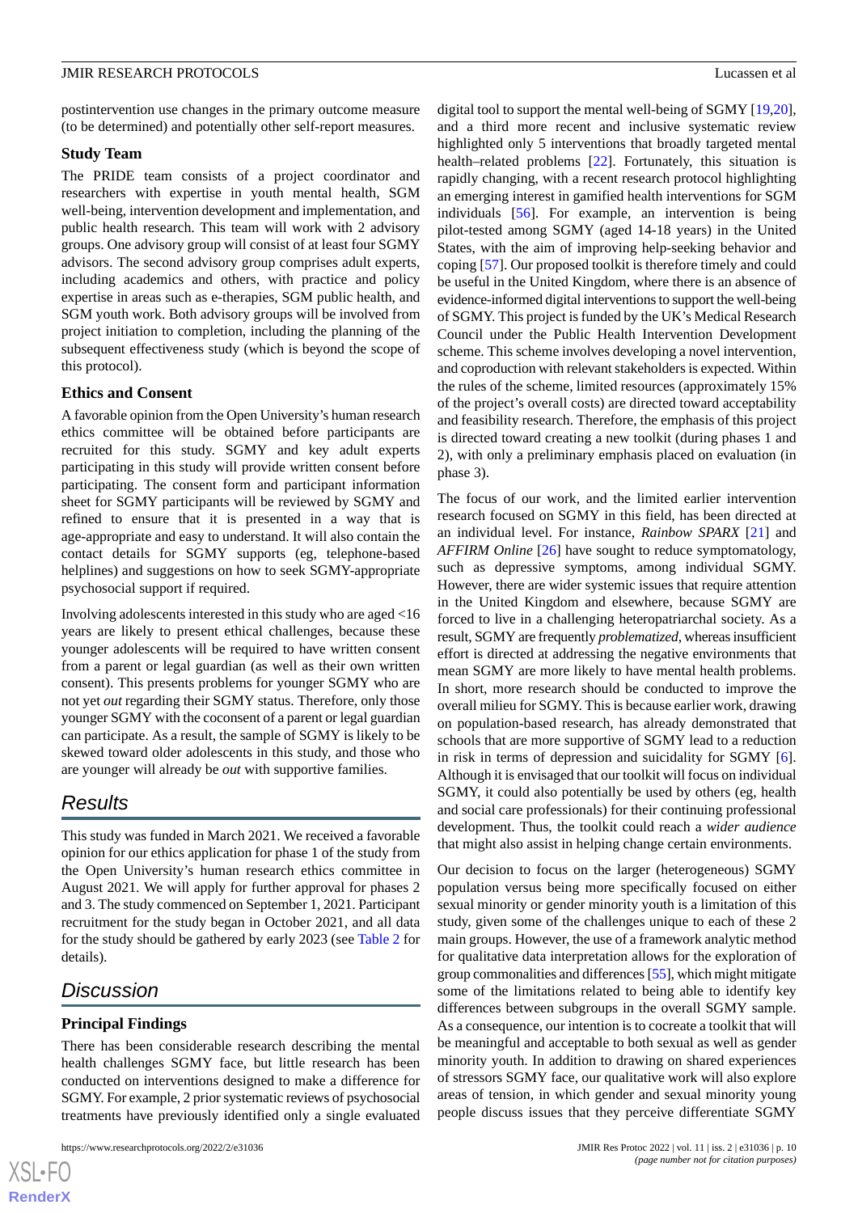postintervention use changes in the primary outcome measure (to be determined) and potentially other self-report measures.

### Study Team

The PRIDE team consists of a project coordinator and researchers with expertise in youth mental health, SGM well-being, intervention development and implementation, and public health research. This team will work with 2 advisory groups. One advisory group will consist of at least four SGMY advisors. The second advisory group comprises adult experts, including academics and others, with practice and policy expertise in areas such as e-therapies, SGM public health, and SGM youth work. Both advisory groups will be involved from project initiation to completion, including the planning of the subsequent effectiveness study (which is beyond the scope of this protocol).

### Ethics and Consent

A favorable opinion from the Open University's human research ethics committee will be obtained before participants are recruited for this study. SGMY and key adult experts participating in this study will provide written consent before participating. The consent form and participant information sheet for SGMY participants will be reviewed by SGMY and refined to ensure that it is presented in a way that is age-appropriate and easy to understand. It will also contain the contact details for SGMY supports (eg, telephone-based helplines) and suggestions on how to seek SGMY-appropriate psychosocial support if required.

Involving adolescents interested in this study who are aged <16 years are likely to present ethical challenges, because these younger adolescents will be required to have written consent from a parent or legal guardian (as well as their own written consent). This presents problems for younger SGMY who are not yet *out* regarding their SGMY status. Therefore, only those younger SGMY with the coconsent of a parent or legal guardian can participate. As a result, the sample of SGMY is likely to be skewed toward older adolescents in this study, and those who are younger will already be *out* with supportive families.

## Results

This study was funded in March 2021. We received a favorable opinion for our ethics application for phase 1 of the study from the Open University's human research ethics committee in August 2021. We will apply for further approval for phases 2 and 3. The study commenced on September 1, 2021. Participant recruitment for the study began in October 2021, and all data for the study should be gathered by early 2023 (see Table 2 for details).

## Discussion

### Principal Findings

There has been considerable research describing the mental health challenges SGMY face, but little research has been conducted on interventions designed to make a difference for SGMY. For example, 2 prior systematic reviews of psychosocial treatments have previously identified only a single evaluated digital tool to support the mental well-being of SGMY [19,20], and a third more recent and inclusive systematic review highlighted only 5 interventions that broadly targeted mental health–related problems [22]. Fortunately, this situation is rapidly changing, with a recent research protocol highlighting an emerging interest in gamified health interventions for SGM individuals [56]. For example, an intervention is being pilot-tested among SGMY (aged 14-18 years) in the United States, with the aim of improving help-seeking behavior and coping [57]. Our proposed toolkit is therefore timely and could be useful in the United Kingdom, where there is an absence of evidence-informed digital interventions to support the well-being of SGMY. This project is funded by the UK's Medical Research Council under the Public Health Intervention Development scheme. This scheme involves developing a novel intervention, and coproduction with relevant stakeholders is expected. Within the rules of the scheme, limited resources (approximately 15% of the project's overall costs) are directed toward acceptability and feasibility research. Therefore, the emphasis of this project is directed toward creating a new toolkit (during phases 1 and 2), with only a preliminary emphasis placed on evaluation (in phase 3).

The focus of our work, and the limited earlier intervention research focused on SGMY in this field, has been directed at an individual level. For instance, *Rainbow SPARX* [21] and *AFFIRM Online* [26] have sought to reduce symptomatology, such as depressive symptoms, among individual SGMY. However, there are wider systemic issues that require attention in the United Kingdom and elsewhere, because SGMY are forced to live in a challenging heteropatriarchal society. As a result, SGMY are frequently *problematized*, whereas insufficient effort is directed at addressing the negative environments that mean SGMY are more likely to have mental health problems. In short, more research should be conducted to improve the overall milieu for SGMY. This is because earlier work, drawing on population-based research, has already demonstrated that schools that are more supportive of SGMY lead to a reduction in risk in terms of depression and suicidality for SGMY [6]. Although it is envisaged that our toolkit will focus on individual SGMY, it could also potentially be used by others (eg, health and social care professionals) for their continuing professional development. Thus, the toolkit could reach a *wider audience* that might also assist in helping change certain environments.

Our decision to focus on the larger (heterogeneous) SGMY population versus being more specifically focused on either sexual minority or gender minority youth is a limitation of this study, given some of the challenges unique to each of these 2 main groups. However, the use of a framework analytic method for qualitative data interpretation allows for the exploration of group commonalities and differences [55], which might mitigate some of the limitations related to being able to identify key differences between subgroups in the overall SGMY sample. As a consequence, our intention is to cocreate a toolkit that will be meaningful and acceptable to both sexual as well as gender minority youth. In addition to drawing on shared experiences of stressors SGMY face, our qualitative work will also explore areas of tension, in which gender and sexual minority young people discuss issues that they perceive differentiate SGMY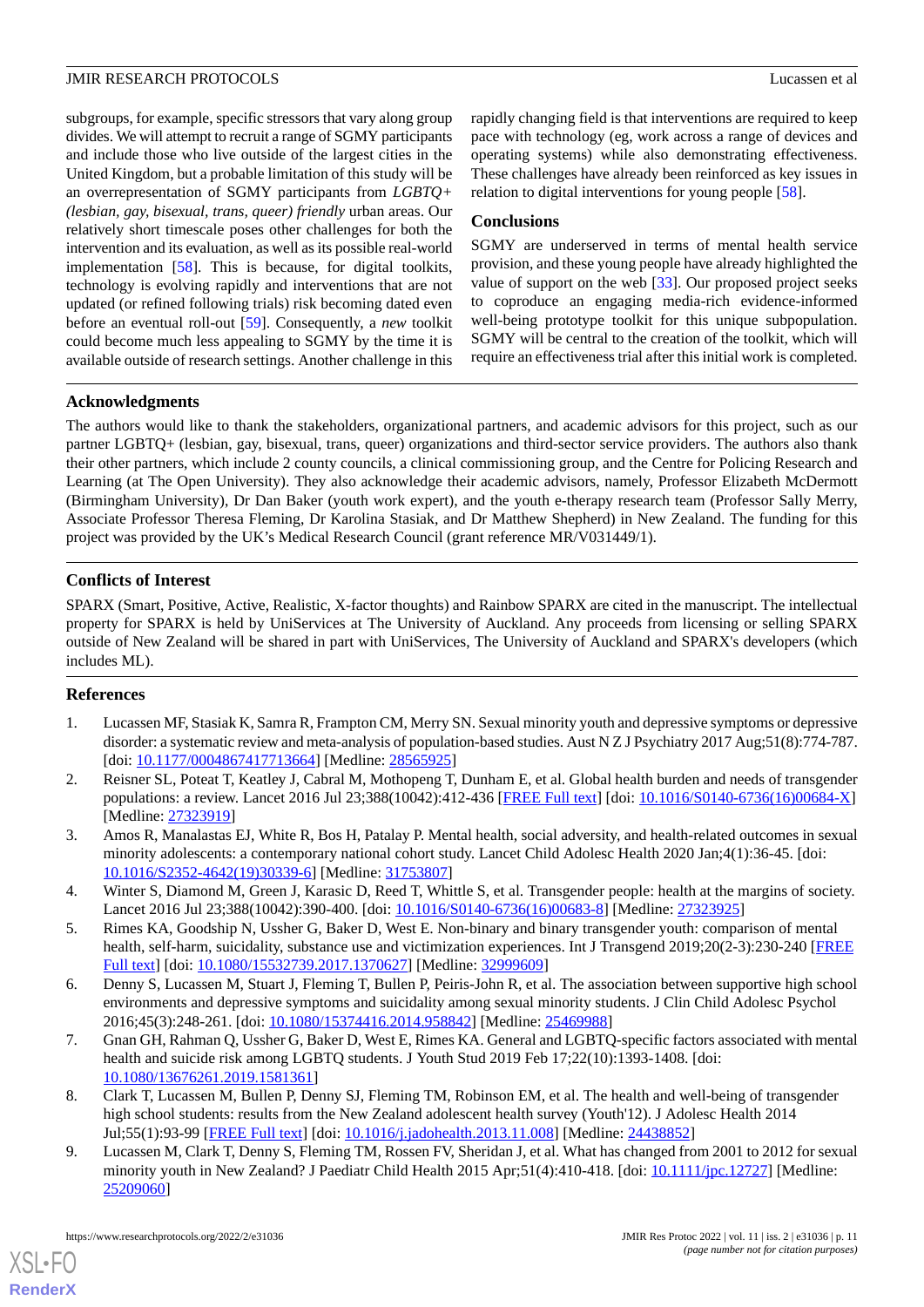subgroups, for example, specific stressors that vary along group divides. We will attempt to recruit a range of SGMY participants and include those who live outside of the largest cities in the United Kingdom, but a probable limitation of this study will be an overrepresentation of SGMY participants from *LGBTQ+ (lesbian, gay, bisexual, trans, queer) friendly* urban areas. Our relatively short timescale poses other challenges for both the intervention and its evaluation, as well as its possible real-world implementation [58]. This is because, for digital toolkits, technology is evolving rapidly and interventions that are not updated (or refined following trials) risk becoming dated even before an eventual roll-out [59]. Consequently, a *new* toolkit could become much less appealing to SGMY by the time it is available outside of research settings. Another challenge in this rapidly changing field is that interventions are required to keep pace with technology (eg, work across a range of devices and operating systems) while also demonstrating effectiveness. These challenges have already been reinforced as key issues in relation to digital interventions for young people [58].

## Conclusions

SGMY are underserved in terms of mental health service provision, and these young people have already highlighted the value of support on the web [33]. Our proposed project seeks to coproduce an engaging media-rich evidence-informed well-being prototype toolkit for this unique subpopulation. SGMY will be central to the creation of the toolkit, which will require an effectiveness trial after this initial work is completed.

## Acknowledgments

The authors would like to thank the stakeholders, organizational partners, and academic advisors for this project, such as our partner LGBTQ+ (lesbian, gay, bisexual, trans, queer) organizations and third-sector service providers. The authors also thank their other partners, which include 2 county councils, a clinical commissioning group, and the Centre for Policing Research and Learning (at The Open University). They also acknowledge their academic advisors, namely, Professor Elizabeth McDermott (Birmingham University), Dr Dan Baker (youth work expert), and the youth e-therapy research team (Professor Sally Merry, Associate Professor Theresa Fleming, Dr Karolina Stasiak, and Dr Matthew Shepherd) in New Zealand. The funding for this project was provided by the UK's Medical Research Council (grant reference MR/V031449/1).

## Conflicts of Interest

SPARX (Smart, Positive, Active, Realistic, X-factor thoughts) and Rainbow SPARX are cited in the manuscript. The intellectual property for SPARX is held by UniServices at The University of Auckland. Any proceeds from licensing or selling SPARX outside of New Zealand will be shared in part with UniServices, The University of Auckland and SPARX's developers (which includes ML).

## References

1. Lucassen MF, Stasiak K, Samra R, Frampton CM, Merry SN. Sexual minority youth and depressive symptoms or depressive disorder: a systematic review and meta-analysis of population-based studies. Aust N Z J Psychiatry 2017 Aug;51(8):774-787. [doi: 10.1177/0004867417713664] [Medline: 28565925]
2. Reisner SL, Poteat T, Keatley J, Cabral M, Mothopeng T, Dunham E, et al. Global health burden and needs of transgender populations: a review. Lancet 2016 Jul 23;388(10042):412-436 [FREE Full text] [doi: 10.1016/S0140-6736(16)00684-X] [Medline: 27323919]
3. Amos R, Manalastas EJ, White R, Bos H, Patalay P. Mental health, social adversity, and health-related outcomes in sexual minority adolescents: a contemporary national cohort study. Lancet Child Adolesc Health 2020 Jan;4(1):36-45. [doi: 10.1016/S2352-4642(19)30339-6] [Medline: 31753807]
4. Winter S, Diamond M, Green J, Karasic D, Reed T, Whittle S, et al. Transgender people: health at the margins of society. Lancet 2016 Jul 23;388(10042):390-400. [doi: 10.1016/S0140-6736(16)00683-8] [Medline: 27323925]
5. Rimes KA, Goodship N, Ussher G, Baker D, West E. Non-binary and binary transgender youth: comparison of mental health, self-harm, suicidality, substance use and victimization experiences. Int J Transgend 2019;20(2-3):230-240 [FREE Full text] [doi: 10.1080/15532739.2017.1370627] [Medline: 32999609]
6. Denny S, Lucassen M, Stuart J, Fleming T, Bullen P, Peiris-John R, et al. The association between supportive high school environments and depressive symptoms and suicidality among sexual minority students. J Clin Child Adolesc Psychol 2016;45(3):248-261. [doi: 10.1080/15374416.2014.958842] [Medline: 25469988]
7. Gnan GH, Rahman Q, Ussher G, Baker D, West E, Rimes KA. General and LGBTQ-specific factors associated with mental health and suicide risk among LGBTQ students. J Youth Stud 2019 Feb 17;22(10):1393-1408. [doi: 10.1080/13676261.2019.1581361]
8. Clark T, Lucassen M, Bullen P, Denny SJ, Fleming TM, Robinson EM, et al. The health and well-being of transgender high school students: results from the New Zealand adolescent health survey (Youth'12). J Adolesc Health 2014 Jul;55(1):93-99 [FREE Full text] [doi: 10.1016/j.jadohealth.2013.11.008] [Medline: 24438852]
9. Lucassen M, Clark T, Denny S, Fleming TM, Rossen FV, Sheridan J, et al. What has changed from 2001 to 2012 for sexual minority youth in New Zealand? J Paediatr Child Health 2015 Apr;51(4):410-418. [doi: 10.1111/jpc.12727] [Medline: 25209060]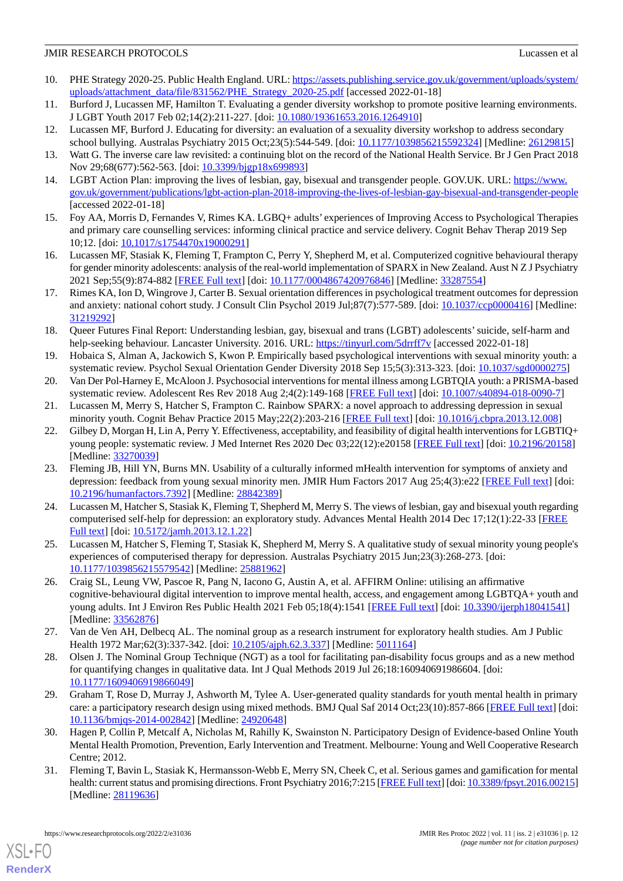10. PHE Strategy 2020-25. Public Health England. URL: https://assets.publishing.service.gov.uk/government/uploads/system/uploads/attachment_data/file/831562/PHE_Strategy_2020-25.pdf [accessed 2022-01-18]
11. Burford J, Lucassen MF, Hamilton T. Evaluating a gender diversity workshop to promote positive learning environments. J LGBT Youth 2017 Feb 02;14(2):211-227. [doi: 10.1080/19361653.2016.1264910]
12. Lucassen MF, Burford J. Educating for diversity: an evaluation of a sexuality diversity workshop to address secondary school bullying. Australas Psychiatry 2015 Oct;23(5):544-549. [doi: 10.1177/1039856215592324] [Medline: 26129815]
13. Watt G. The inverse care law revisited: a continuing blot on the record of the National Health Service. Br J Gen Pract 2018 Nov 29;68(677):562-563. [doi: 10.3399/bjgp18x699893]
14. LGBT Action Plan: improving the lives of lesbian, gay, bisexual and transgender people. GOV.UK. URL: https://www.gov.uk/government/publications/lgbt-action-plan-2018-improving-the-lives-of-lesbian-gay-bisexual-and-transgender-people [accessed 2022-01-18]
15. Foy AA, Morris D, Fernandes V, Rimes KA. LGBQ+ adults' experiences of Improving Access to Psychological Therapies and primary care counselling services: informing clinical practice and service delivery. Cognit Behav Therap 2019 Sep 10;12. [doi: 10.1017/s1754470x19000291]
16. Lucassen MF, Stasiak K, Fleming T, Frampton C, Perry Y, Shepherd M, et al. Computerized cognitive behavioural therapy for gender minority adolescents: analysis of the real-world implementation of SPARX in New Zealand. Aust N Z J Psychiatry 2021 Sep;55(9):874-882 [FREE Full text] [doi: 10.1177/0004867420976846] [Medline: 33287554]
17. Rimes KA, Ion D, Wingrove J, Carter B. Sexual orientation differences in psychological treatment outcomes for depression and anxiety: national cohort study. J Consult Clin Psychol 2019 Jul;87(7):577-589. [doi: 10.1037/ccp0000416] [Medline: 31219292]
18. Queer Futures Final Report: Understanding lesbian, gay, bisexual and trans (LGBT) adolescents' suicide, self-harm and help-seeking behaviour. Lancaster University. 2016. URL: https://tinyurl.com/5drrff7v [accessed 2022-01-18]
19. Hobaica S, Alman A, Jackowich S, Kwon P. Empirically based psychological interventions with sexual minority youth: a systematic review. Psychol Sexual Orientation Gender Diversity 2018 Sep 15;5(3):313-323. [doi: 10.1037/sgd0000275]
20. Van Der Pol-Harney E, McAloon J. Psychosocial interventions for mental illness among LGBTQIA youth: a PRISMA-based systematic review. Adolescent Res Rev 2018 Aug 2;4(2):149-168 [FREE Full text] [doi: 10.1007/s40894-018-0090-7]
21. Lucassen M, Merry S, Hatcher S, Frampton C. Rainbow SPARX: a novel approach to addressing depression in sexual minority youth. Cognit Behav Practice 2015 May;22(2):203-216 [FREE Full text] [doi: 10.1016/j.cbpra.2013.12.008]
22. Gilbey D, Morgan H, Lin A, Perry Y. Effectiveness, acceptability, and feasibility of digital health interventions for LGBTIQ+ young people: systematic review. J Med Internet Res 2020 Dec 03;22(12):e20158 [FREE Full text] [doi: 10.2196/20158] [Medline: 33270039]
23. Fleming JB, Hill YN, Burns MN. Usability of a culturally informed mHealth intervention for symptoms of anxiety and depression: feedback from young sexual minority men. JMIR Hum Factors 2017 Aug 25;4(3):e22 [FREE Full text] [doi: 10.2196/humanfactors.7392] [Medline: 28842389]
24. Lucassen M, Hatcher S, Stasiak K, Fleming T, Shepherd M, Merry S. The views of lesbian, gay and bisexual youth regarding computerised self-help for depression: an exploratory study. Advances Mental Health 2014 Dec 17;12(1):22-33 [FREE Full text] [doi: 10.5172/jamh.2013.12.1.22]
25. Lucassen M, Hatcher S, Fleming T, Stasiak K, Shepherd M, Merry S. A qualitative study of sexual minority young people's experiences of computerised therapy for depression. Australas Psychiatry 2015 Jun;23(3):268-273. [doi: 10.1177/1039856215579542] [Medline: 25881962]
26. Craig SL, Leung VW, Pascoe R, Pang N, Iacono G, Austin A, et al. AFFIRM Online: utilising an affirmative cognitive-behavioural digital intervention to improve mental health, access, and engagement among LGBTQA+ youth and young adults. Int J Environ Res Public Health 2021 Feb 05;18(4):1541 [FREE Full text] [doi: 10.3390/ijerph18041541] [Medline: 33562876]
27. Van de Ven AH, Delbecq AL. The nominal group as a research instrument for exploratory health studies. Am J Public Health 1972 Mar;62(3):337-342. [doi: 10.2105/ajph.62.3.337] [Medline: 5011164]
28. Olsen J. The Nominal Group Technique (NGT) as a tool for facilitating pan-disability focus groups and as a new method for quantifying changes in qualitative data. Int J Qual Methods 2019 Jul 26;18:160940691986604. [doi: 10.1177/1609406919866049]
29. Graham T, Rose D, Murray J, Ashworth M, Tylee A. User-generated quality standards for youth mental health in primary care: a participatory research design using mixed methods. BMJ Qual Saf 2014 Oct;23(10):857-866 [FREE Full text] [doi: 10.1136/bmjqs-2014-002842] [Medline: 24920648]
30. Hagen P, Collin P, Metcalf A, Nicholas M, Rahilly K, Swainston N. Participatory Design of Evidence-based Online Youth Mental Health Promotion, Prevention, Early Intervention and Treatment. Melbourne: Young and Well Cooperative Research Centre; 2012.
31. Fleming T, Bavin L, Stasiak K, Hermansson-Webb E, Merry SN, Cheek C, et al. Serious games and gamification for mental health: current status and promising directions. Front Psychiatry 2016;7:215 [FREE Full text] [doi: 10.3389/fpsyt.2016.00215] [Medline: 28119636]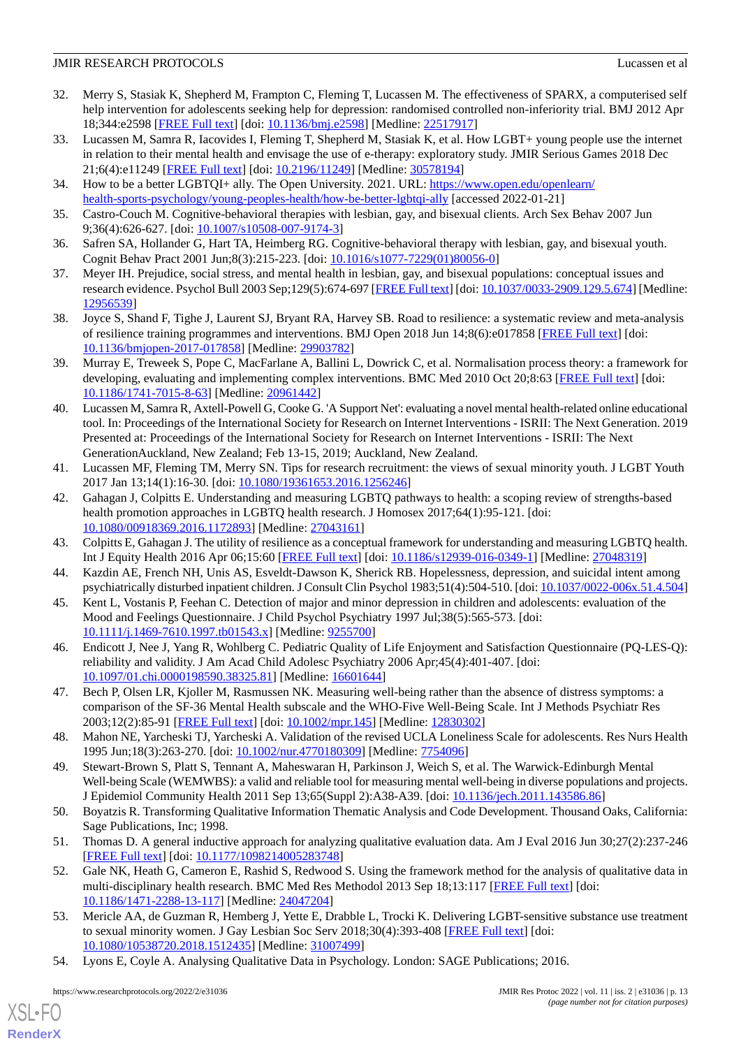32. Merry S, Stasiak K, Shepherd M, Frampton C, Fleming T, Lucassen M. The effectiveness of SPARX, a computerised self help intervention for adolescents seeking help for depression: randomised controlled non-inferiority trial. BMJ 2012 Apr 18;344:e2598 [FREE Full text] [doi: 10.1136/bmj.e2598] [Medline: 22517917]
33. Lucassen M, Samra R, Iacovides I, Fleming T, Shepherd M, Stasiak K, et al. How LGBT+ young people use the internet in relation to their mental health and envisage the use of e-therapy: exploratory study. JMIR Serious Games 2018 Dec 21;6(4):e11249 [FREE Full text] [doi: 10.2196/11249] [Medline: 30578194]
34. How to be a better LGBTQI+ ally. The Open University. 2021. URL: https://www.open.edu/openlearn/health-sports-psychology/young-peoples-health/how-be-better-lgbtqi-ally [accessed 2022-01-21]
35. Castro-Couch M. Cognitive-behavioral therapies with lesbian, gay, and bisexual clients. Arch Sex Behav 2007 Jun 9;36(4):626-627. [doi: 10.1007/s10508-007-9174-3]
36. Safren SA, Hollander G, Hart TA, Heimberg RG. Cognitive-behavioral therapy with lesbian, gay, and bisexual youth. Cognit Behav Pract 2001 Jun;8(3):215-223. [doi: 10.1016/s1077-7229(01)80056-0]
37. Meyer IH. Prejudice, social stress, and mental health in lesbian, gay, and bisexual populations: conceptual issues and research evidence. Psychol Bull 2003 Sep;129(5):674-697 [FREE Full text] [doi: 10.1037/0033-2909.129.5.674] [Medline: 12956539]
38. Joyce S, Shand F, Tighe J, Laurent SJ, Bryant RA, Harvey SB. Road to resilience: a systematic review and meta-analysis of resilience training programmes and interventions. BMJ Open 2018 Jun 14;8(6):e017858 [FREE Full text] [doi: 10.1136/bmjopen-2017-017858] [Medline: 29903782]
39. Murray E, Treweek S, Pope C, MacFarlane A, Ballini L, Dowrick C, et al. Normalisation process theory: a framework for developing, evaluating and implementing complex interventions. BMC Med 2010 Oct 20;8:63 [FREE Full text] [doi: 10.1186/1741-7015-8-63] [Medline: 20961442]
40. Lucassen M, Samra R, Axtell-Powell G, Cooke G. 'A Support Net': evaluating a novel mental health-related online educational tool. In: Proceedings of the International Society for Research on Internet Interventions - ISRII: The Next Generation. 2019 Presented at: Proceedings of the International Society for Research on Internet Interventions - ISRII: The Next GenerationAuckland, New Zealand; Feb 13-15, 2019; Auckland, New Zealand.
41. Lucassen MF, Fleming TM, Merry SN. Tips for research recruitment: the views of sexual minority youth. J LGBT Youth 2017 Jan 13;14(1):16-30. [doi: 10.1080/19361653.2016.1256246]
42. Gahagan J, Colpitts E. Understanding and measuring LGBTQ pathways to health: a scoping review of strengths-based health promotion approaches in LGBTQ health research. J Homosex 2017;64(1):95-121. [doi: 10.1080/00918369.2016.1172893] [Medline: 27043161]
43. Colpitts E, Gahagan J. The utility of resilience as a conceptual framework for understanding and measuring LGBTQ health. Int J Equity Health 2016 Apr 06;15:60 [FREE Full text] [doi: 10.1186/s12939-016-0349-1] [Medline: 27048319]
44. Kazdin AE, French NH, Unis AS, Esveldt-Dawson K, Sherick RB. Hopelessness, depression, and suicidal intent among psychiatrically disturbed inpatient children. J Consult Clin Psychol 1983;51(4):504-510. [doi: 10.1037/0022-006x.51.4.504]
45. Kent L, Vostanis P, Feehan C. Detection of major and minor depression in children and adolescents: evaluation of the Mood and Feelings Questionnaire. J Child Psychol Psychiatry 1997 Jul;38(5):565-573. [doi: 10.1111/j.1469-7610.1997.tb01543.x] [Medline: 9255700]
46. Endicott J, Nee J, Yang R, Wohlberg C. Pediatric Quality of Life Enjoyment and Satisfaction Questionnaire (PQ-LES-Q): reliability and validity. J Am Acad Child Adolesc Psychiatry 2006 Apr;45(4):401-407. [doi: 10.1097/01.chi.0000198590.38325.81] [Medline: 16601644]
47. Bech P, Olsen LR, Kjoller M, Rasmussen NK. Measuring well-being rather than the absence of distress symptoms: a comparison of the SF-36 Mental Health subscale and the WHO-Five Well-Being Scale. Int J Methods Psychiatr Res 2003;12(2):85-91 [FREE Full text] [doi: 10.1002/mpr.145] [Medline: 12830302]
48. Mahon NE, Yarcheski TJ, Yarcheski A. Validation of the revised UCLA Loneliness Scale for adolescents. Res Nurs Health 1995 Jun;18(3):263-270. [doi: 10.1002/nur.4770180309] [Medline: 7754096]
49. Stewart-Brown S, Platt S, Tennant A, Maheswaran H, Parkinson J, Weich S, et al. The Warwick-Edinburgh Mental Well-being Scale (WEMWBS): a valid and reliable tool for measuring mental well-being in diverse populations and projects. J Epidemiol Community Health 2011 Sep 13;65(Suppl 2):A38-A39. [doi: 10.1136/jech.2011.143586.86]
50. Boyatzis R. Transforming Qualitative Information Thematic Analysis and Code Development. Thousand Oaks, California: Sage Publications, Inc; 1998.
51. Thomas D. A general inductive approach for analyzing qualitative evaluation data. Am J Eval 2016 Jun 30;27(2):237-246 [FREE Full text] [doi: 10.1177/1098214005283748]
52. Gale NK, Heath G, Cameron E, Rashid S, Redwood S. Using the framework method for the analysis of qualitative data in multi-disciplinary health research. BMC Med Res Methodol 2013 Sep 18;13:117 [FREE Full text] [doi: 10.1186/1471-2288-13-117] [Medline: 24047204]
53. Mericle AA, de Guzman R, Hemberg J, Yette E, Drabble L, Trocki K. Delivering LGBT-sensitive substance use treatment to sexual minority women. J Gay Lesbian Soc Serv 2018;30(4):393-408 [FREE Full text] [doi: 10.1080/10538720.2018.1512435] [Medline: 31007499]
54. Lyons E, Coyle A. Analysing Qualitative Data in Psychology. London: SAGE Publications; 2016.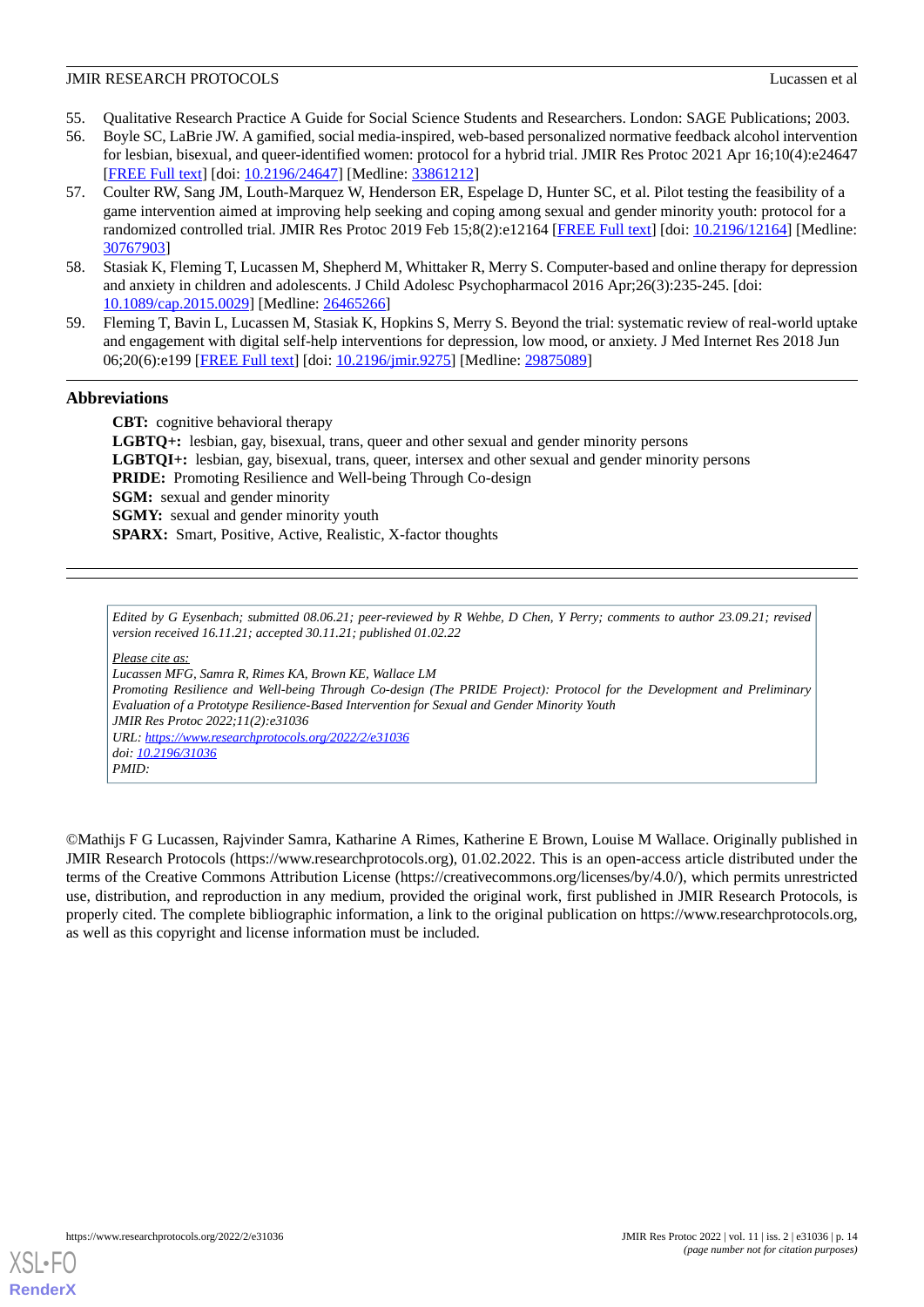55. Qualitative Research Practice A Guide for Social Science Students and Researchers. London: SAGE Publications; 2003.
56. Boyle SC, LaBrie JW. A gamified, social media-inspired, web-based personalized normative feedback alcohol intervention for lesbian, bisexual, and queer-identified women: protocol for a hybrid trial. JMIR Res Protoc 2021 Apr 16;10(4):e24647 [FREE Full text] [doi: 10.2196/24647] [Medline: 33861212]
57. Coulter RW, Sang JM, Louth-Marquez W, Henderson ER, Espelage D, Hunter SC, et al. Pilot testing the feasibility of a game intervention aimed at improving help seeking and coping among sexual and gender minority youth: protocol for a randomized controlled trial. JMIR Res Protoc 2019 Feb 15;8(2):e12164 [FREE Full text] [doi: 10.2196/12164] [Medline: 30767903]
58. Stasiak K, Fleming T, Lucassen M, Shepherd M, Whittaker R, Merry S. Computer-based and online therapy for depression and anxiety in children and adolescents. J Child Adolesc Psychopharmacol 2016 Apr;26(3):235-245. [doi: 10.1089/cap.2015.0029] [Medline: 26465266]
59. Fleming T, Bavin L, Lucassen M, Stasiak K, Hopkins S, Merry S. Beyond the trial: systematic review of real-world uptake and engagement with digital self-help interventions for depression, low mood, or anxiety. J Med Internet Res 2018 Jun 06;20(6):e199 [FREE Full text] [doi: 10.2196/jmir.9275] [Medline: 29875089]

## Abbreviations

**CBT:** cognitive behavioral therapy
**LGBTQ+:** lesbian, gay, bisexual, trans, queer and other sexual and gender minority persons
**LGBTQI+:** lesbian, gay, bisexual, trans, queer, intersex and other sexual and gender minority persons
**PRIDE:** Promoting Resilience and Well-being Through Co-design
**SGM:** sexual and gender minority
**SGMY:** sexual and gender minority youth
**SPARX:** Smart, Positive, Active, Realistic, X-factor thoughts

---

*Edited by G Eysenbach; submitted 08.06.21; peer-reviewed by R Wehbe, D Chen, Y Perry; comments to author 23.09.21; revised version received 16.11.21; accepted 30.11.21; published 01.02.22*

*Please cite as:*
*Lucassen MFG, Samra R, Rimes KA, Brown KE, Wallace LM*
*Promoting Resilience and Well-being Through Co-design (The PRIDE Project): Protocol for the Development and Preliminary Evaluation of a Prototype Resilience-Based Intervention for Sexual and Gender Minority Youth*
*JMIR Res Protoc 2022;11(2):e31036*
*URL: https://www.researchprotocols.org/2022/2/e31036*
*doi: 10.2196/31036*
*PMID:*

©Mathijs F G Lucassen, Rajvinder Samra, Katharine A Rimes, Katherine E Brown, Louise M Wallace. Originally published in JMIR Research Protocols (https://www.researchprotocols.org), 01.02.2022. This is an open-access article distributed under the terms of the Creative Commons Attribution License (https://creativecommons.org/licenses/by/4.0/), which permits unrestricted use, distribution, and reproduction in any medium, provided the original work, first published in JMIR Research Protocols, is properly cited. The complete bibliographic information, a link to the original publication on https://www.researchprotocols.org, as well as this copyright and license information must be included.